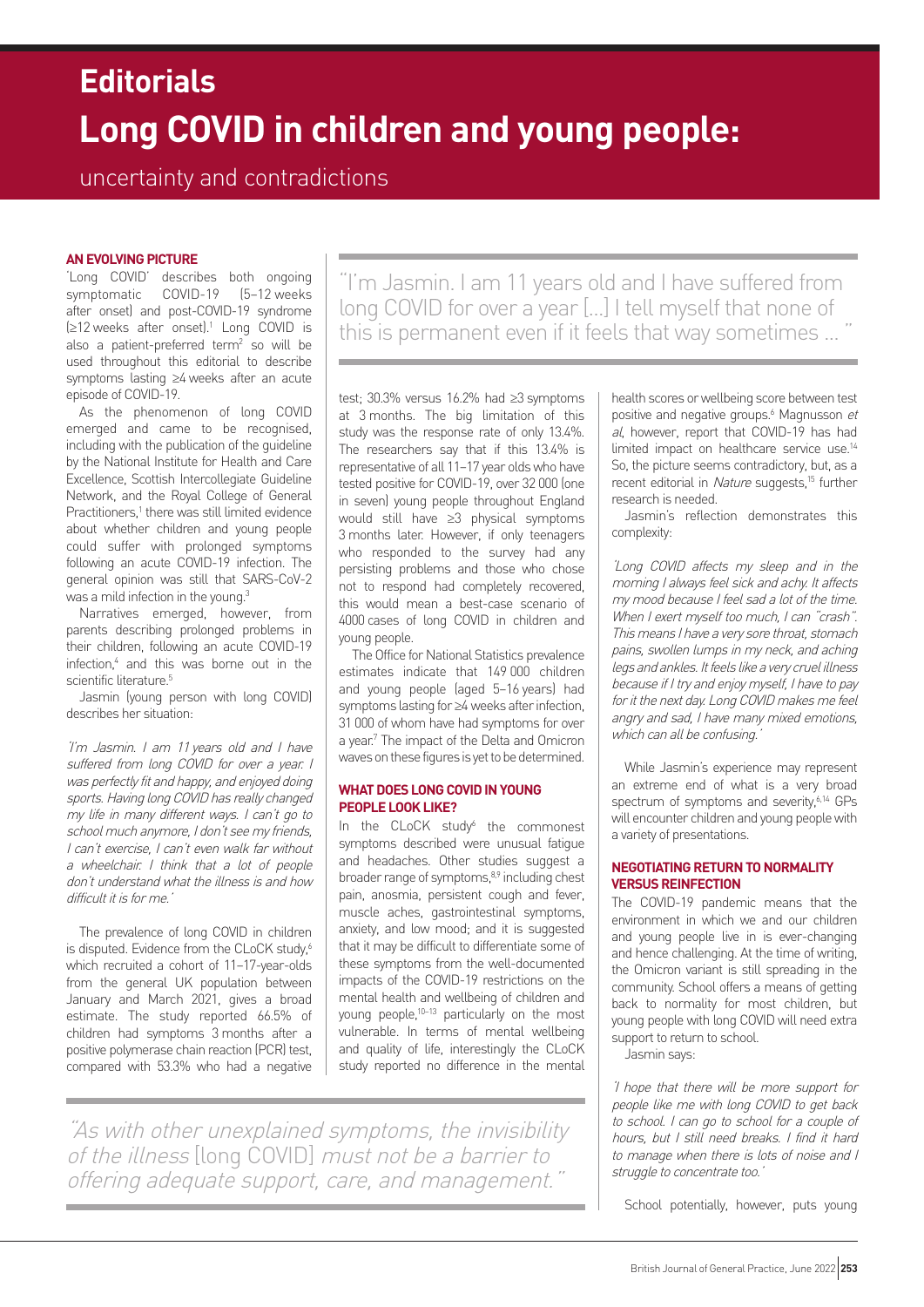# Editorials

# Long COVID in children and young people:

## uncertainty and contradictions

### AN EVOLVING PICTURE

'Long COVID' describes both ongoing symptomatic COVID-19 (5–12 weeks after onset) and post-COVID-19 syndrome (≥12 weeks after onset).[1] Long COVID is also a patient-preferred term[2] so will be used throughout this editorial to describe symptoms lasting ≥4 weeks after an acute episode of COVID-19.

As the phenomenon of long COVID emerged and came to be recognised, including with the publication of the guideline by the National Institute for Health and Care Excellence, Scottish Intercollegiate Guideline Network, and the Royal College of General Practitioners,[1] there was still limited evidence about whether children and young people could suffer with prolonged symptoms following an acute COVID-19 infection. The general opinion was still that SARS-CoV-2 was a mild infection in the young.[3]

Narratives emerged, however, from parents describing prolonged problems in their children, following an acute COVID-19 infection,[4] and this was borne out in the scientific literature.[5]

Jasmin (young person with long COVID) describes her situation:

*'I'm Jasmin. I am 11 years old and I have suffered from long COVID for over a year. I was perfectly fit and happy, and enjoyed doing sports. Having long COVID has really changed my life in many different ways. I can't go to school much anymore, I don't see my friends, I can't exercise, I can't even walk far without a wheelchair. I think that a lot of people don't understand what the illness is and how difficult it is for me.'*

> "I'm Jasmin. I am 11 years old and I have suffered from long COVID for over a year [...] I tell myself that none of this is permanent even if it feels that way sometimes ... "

The prevalence of long COVID in children is disputed. Evidence from the CLoCK study,[6] which recruited a cohort of 11–17-year-olds from the general UK population between January and March 2021, gives a broad estimate. The study reported 66.5% of children had symptoms 3 months after a positive polymerase chain reaction (PCR) test, compared with 53.3% who had a negative test; 30.3% versus 16.2% had ≥3 symptoms at 3 months. The big limitation of this study was the response rate of only 13.4%. The researchers say that if this 13.4% is representative of all 11–17 year olds who have tested positive for COVID-19, over 32 000 (one in seven) young people throughout England would still have ≥3 physical symptoms 3 months later. However, if only teenagers who responded to the survey had any persisting problems and those who chose not to respond had completely recovered, this would mean a best-case scenario of 4000 cases of long COVID in children and young people.

The Office for National Statistics prevalence estimates indicate that 149 000 children and young people (aged 5–16 years) had symptoms lasting for ≥4 weeks after infection, 31 000 of whom have had symptoms for over a year.[7] The impact of the Delta and Omicron waves on these figures is yet to be determined.

### WHAT DOES LONG COVID IN YOUNG PEOPLE LOOK LIKE?

In the CLoCK study[6] the commonest symptoms described were unusual fatigue and headaches. Other studies suggest a broader range of symptoms,[8,9] including chest pain, anosmia, persistent cough and fever, muscle aches, gastrointestinal symptoms, anxiety, and low mood; and it is suggested that it may be difficult to differentiate some of these symptoms from the well-documented impacts of the COVID-19 restrictions on the mental health and wellbeing of children and young people,[10–13] particularly on the most vulnerable. In terms of mental wellbeing and quality of life, interestingly the CLoCK study reported no difference in the mental health scores or wellbeing score between test positive and negative groups.[6] Magnusson *et al*, however, report that COVID-19 has had limited impact on healthcare service use.[14] So, the picture seems contradictory, but, as a recent editorial in *Nature* suggests,[15] further research is needed.

> "As with other unexplained symptoms, the invisibility of the illness [long COVID] must not be a barrier to offering adequate support, care, and management."

Jasmin's reflection demonstrates this complexity:

*'Long COVID affects my sleep and in the morning I always feel sick and achy. It affects my mood because I feel sad a lot of the time. When I exert myself too much, I can "crash". This means I have a very sore throat, stomach pains, swollen lumps in my neck, and aching legs and ankles. It feels like a very cruel illness because if I try and enjoy myself, I have to pay for it the next day. Long COVID makes me feel angry and sad, I have many mixed emotions, which can all be confusing.'*

While Jasmin's experience may represent an extreme end of what is a very broad spectrum of symptoms and severity,[6,14] GPs will encounter children and young people with a variety of presentations.

### NEGOTIATING RETURN TO NORMALITY VERSUS REINFECTION

The COVID-19 pandemic means that the environment in which we and our children and young people live in is ever-changing and hence challenging. At the time of writing, the Omicron variant is still spreading in the community. School offers a means of getting back to normality for most children, but young people with long COVID will need extra support to return to school.

Jasmin says:

*'I hope that there will be more support for people like me with long COVID to get back to school. I can go to school for a couple of hours, but I still need breaks. I find it hard to manage when there is lots of noise and I struggle to concentrate too.'*

School potentially, however, puts young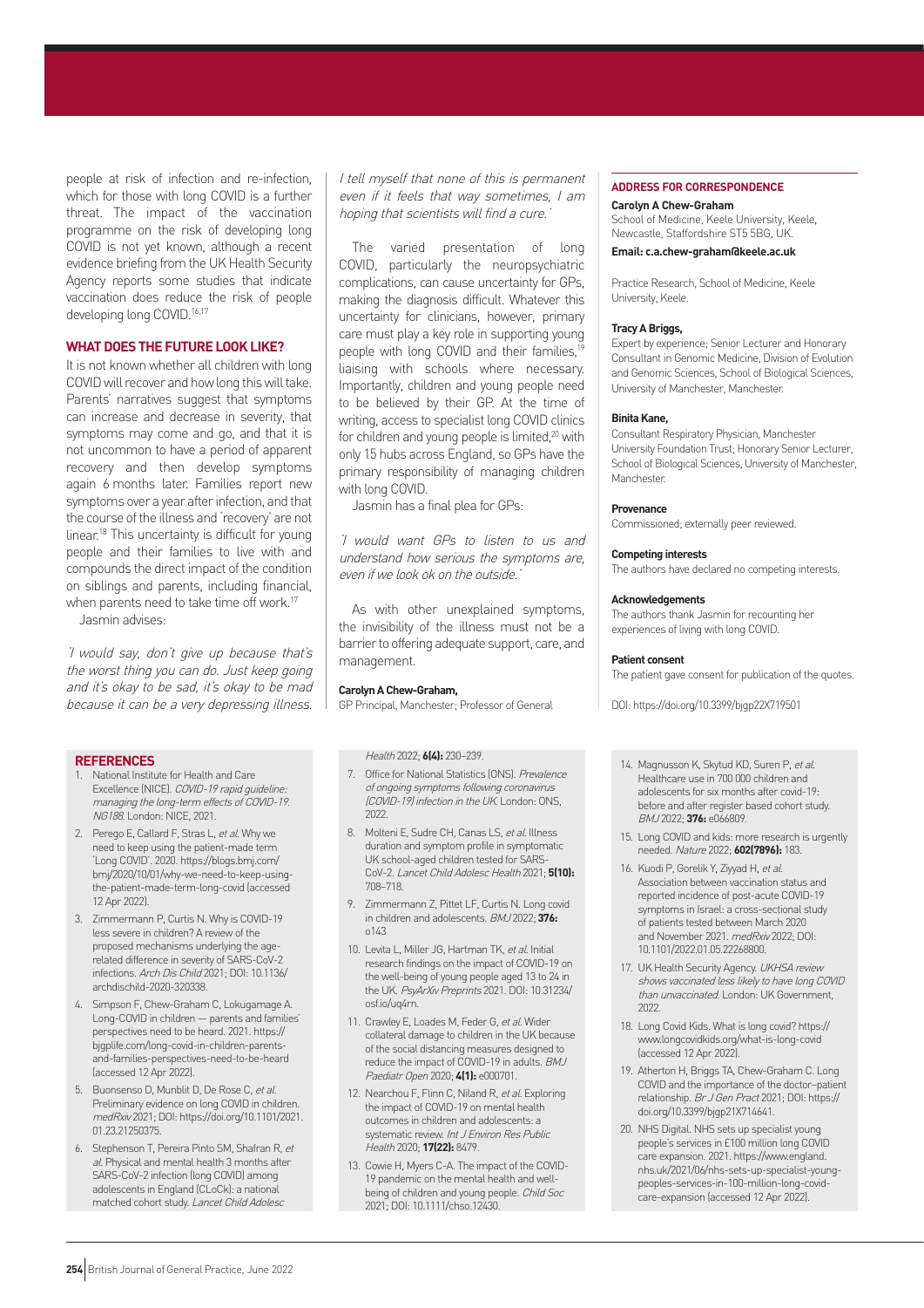people at risk of infection and re-infection, which for those with long COVID is a further threat. The impact of the vaccination programme on the risk of developing long COVID is not yet known, although a recent evidence briefing from the UK Health Security Agency reports some studies that indicate vaccination does reduce the risk of people developing long COVID.[16,17]

## WHAT DOES THE FUTURE LOOK LIKE?

It is not known whether all children with long COVID will recover and how long this will take. Parents' narratives suggest that symptoms can increase and decrease in severity, that symptoms may come and go, and that it is not uncommon to have a period of apparent recovery and then develop symptoms again 6 months later. Families report new symptoms over a year after infection, and that the course of the illness and 'recovery' are not linear.[18] This uncertainty is difficult for young people and their families to live with and compounds the direct impact of the condition on siblings and parents, including financial, when parents need to take time off work.[17]

Jasmin advises:

*'I would say, don't give up because that's the worst thing you can do. Just keep going and it's okay to be sad, it's okay to be mad because it can be a very depressing illness. I tell myself that none of this is permanent even if it feels that way sometimes, I am hoping that scientists will find a cure.'*

The varied presentation of long COVID, particularly the neuropsychiatric complications, can cause uncertainty for GPs, making the diagnosis difficult. Whatever this uncertainty for clinicians, however, primary care must play a key role in supporting young people with long COVID and their families,[19] liaising with schools where necessary. Importantly, children and young people need to be believed by their GP. At the time of writing, access to specialist long COVID clinics for children and young people is limited,[20] with only 15 hubs across England, so GPs have the primary responsibility of managing children with long COVID.

Jasmin has a final plea for GPs:

*'I would want GPs to listen to us and understand how serious the symptoms are, even if we look ok on the outside.'*

As with other unexplained symptoms, the invisibility of the illness must not be a barrier to offering adequate support, care, and management.

**Carolyn A Chew-Graham,**
GP Principal, Manchester; Professor of General Practice Research, School of Medicine, Keele University, Keele.

**Tracy A Briggs,**
Expert by experience; Senior Lecturer and Honorary Consultant in Genomic Medicine, Division of Evolution and Genomic Sciences, School of Biological Sciences, University of Manchester, Manchester.

**Binita Kane,**
Consultant Respiratory Physician, Manchester University Foundation Trust; Honorary Senior Lecturer, School of Biological Sciences, University of Manchester, Manchester.

### ADDRESS FOR CORRESPONDENCE

**Carolyn A Chew-Graham**
School of Medicine, Keele University, Keele, Newcastle, Staffordshire ST5 5BG, UK.

**Email: c.a.chew-graham@keele.ac.uk**

**Provenance**
Commissioned; externally peer reviewed.

**Competing interests**
The authors have declared no competing interests.

**Acknowledgements**
The authors thank Jasmin for recounting her experiences of living with long COVID.

**Patient consent**
The patient gave consent for publication of the quotes.

DOI: https://doi.org/10.3399/bjgp22X719501

## REFERENCES

1. National Institute for Health and Care Excellence (NICE). *COVID-19 rapid guideline: managing the long-term effects of COVID-19. NG188.* London: NICE, 2021.
2. Perego E, Callard F, Stras L, *et al.* Why we need to keep using the patient-made term 'Long COVID'. 2020. https://blogs.bmj.com/bmj/2020/10/01/why-we-need-to-keep-using-the-patient-made-term-long-covid (accessed 12 Apr 2022).
3. Zimmermann P, Curtis N. Why is COVID-19 less severe in children? A review of the proposed mechanisms underlying the age-related difference in severity of SARS-CoV-2 infections. *Arch Dis Child* 2021; DOI: 10.1136/archdischild-2020-320338.
4. Simpson F, Chew-Graham C, Lokugamage A. Long-COVID in children — parents and families' perspectives need to be heard. 2021. https://bjgplife.com/long-covid-in-children-parents-and-families-perspectives-need-to-be-heard (accessed 12 Apr 2022).
5. Buonsenso D, Munblit D, De Rose C, *et al.* Preliminary evidence on long COVID in children. *medRxiv* 2021; DOI: https://doi.org/10.1101/2021.01.23.21250375.
6. Stephenson T, Pereira Pinto SM, Shafran R, *et al.* Physical and mental health 3 months after SARS-CoV-2 infection (long COVID) among adolescents in England (CLoCk): a national matched cohort study. *Lancet Child Adolesc Health* 2022; **6(4):** 230–239.
7. Office for National Statistics (ONS). *Prevalence of ongoing symptoms following coronavirus (COVID-19) infection in the UK.* London: ONS, 2022.
8. Molteni E, Sudre CH, Canas LS, *et al.* Illness duration and symptom profile in symptomatic UK school-aged children tested for SARS-CoV-2. *Lancet Child Adolesc Health* 2021; **5(10):** 708–718.
9. Zimmermann Z, Pittet LF, Curtis N. Long covid in children and adolescents. *BMJ* 2022; **376:** o143
10. Levita L, Miller JG, Hartman TK, *et al.* Initial research findings on the impact of COVID-19 on the well-being of young people aged 13 to 24 in the UK. *PsyArXiv Preprints* 2021. DOI: 10.31234/osf.io/uq4rn.
11. Crawley E, Loades M, Feder G, *et al.* Wider collateral damage to children in the UK because of the social distancing measures designed to reduce the impact of COVID-19 in adults. *BMJ Paediatr Open* 2020; **4(1):** e000701.
12. Nearchou F, Flinn C, Niland R, *et al.* Exploring the impact of COVID-19 on mental health outcomes in children and adolescents: a systematic review. *Int J Environ Res Public Health* 2020; **17(22):** 8479.
13. Cowie H, Myers C-A. The impact of the COVID-19 pandemic on the mental health and well-being of children and young people. *Child Soc* 2021; DOI: 10.1111/chso.12430.
14. Magnusson K, Skytud KD, Suren P, *et al.* Healthcare use in 700 000 children and adolescents for six months after covid-19: before and after register based cohort study. *BMJ* 2022; **376:** e066809.
15. Long COVID and kids: more research is urgently needed. *Nature* 2022; **602(7896):** 183.
16. Kuodi P, Gorelik Y, Ziyyad H, *et al.* Association between vaccination status and reported incidence of post-acute COVID-19 symptoms in Israel: a cross-sectional study of patients tested between March 2020 and November 2021. *medRxiv* 2022; DOI: 10.1101/2022.01.05.22268800.
17. UK Health Security Agency. *UKHSA review shows vaccinated less likely to have long COVID than unvaccinated.* London: UK Government, 2022.
18. Long Covid Kids. What is long covid? https://www.longcovidkids.org/what-is-long-covid (accessed 12 Apr 2022).
19. Atherton H, Briggs TA, Chew-Graham C. Long COVID and the importance of the doctor–patient relationship. *Br J Gen Pract* 2021; DOI: https://doi.org/10.3399/bjgp21X714641.
20. NHS Digital. NHS sets up specialist young people's services in £100 million long COVID care expansion. 2021. https://www.england.nhs.uk/2021/06/nhs-sets-up-specialist-young-peoples-services-in-100-million-long-covid-care-expansion (accessed 12 Apr 2022).